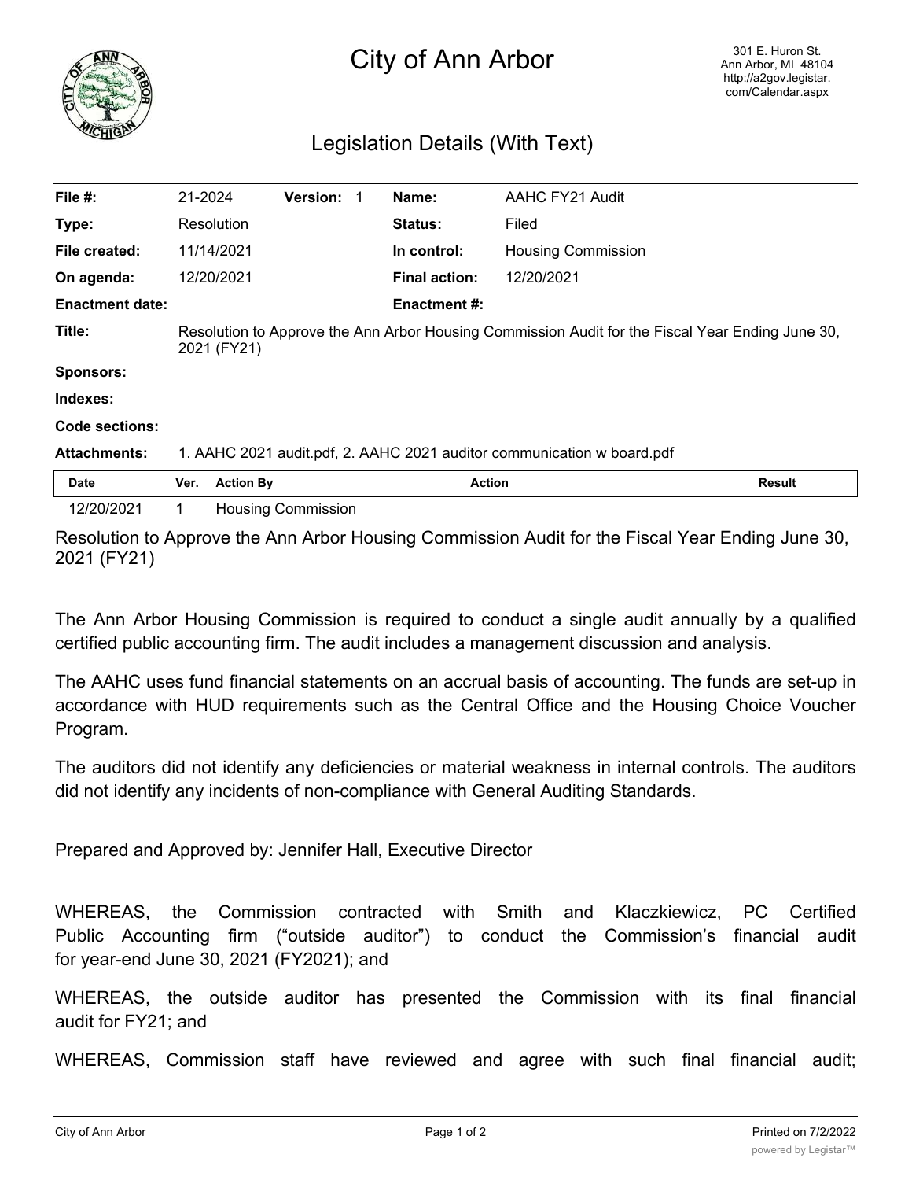# City of Ann Arbor

301 E. Huron St.
Ann Arbor, MI 48104
http://a2gov.legistar.com/Calendar.aspx

## Legislation Details (With Text)

| | | | | | |
|---|---|---|---|---|---|
| **File #:** | 21-2024 | **Version:** | 1 | **Name:** | AAHC FY21 Audit |
| **Type:** | Resolution | | | **Status:** | Filed |
| **File created:** | 11/14/2021 | | | **In control:** | Housing Commission |
| **On agenda:** | 12/20/2021 | | | **Final action:** | 12/20/2021 |
| **Enactment date:** | | | | **Enactment #:** | |

**Title:** Resolution to Approve the Ann Arbor Housing Commission Audit for the Fiscal Year Ending June 30, 2021 (FY21)

**Sponsors:**

**Indexes:**

**Code sections:**

**Attachments:** 1. AAHC 2021 audit.pdf, 2. AAHC 2021 auditor communication w board.pdf

| Date | Ver. | Action By | Action | Result |
|---|---|---|---|---|
| 12/20/2021 | 1 | Housing Commission | | |

Resolution to Approve the Ann Arbor Housing Commission Audit for the Fiscal Year Ending June 30, 2021 (FY21)

The Ann Arbor Housing Commission is required to conduct a single audit annually by a qualified certified public accounting firm. The audit includes a management discussion and analysis.

The AAHC uses fund financial statements on an accrual basis of accounting. The funds are set-up in accordance with HUD requirements such as the Central Office and the Housing Choice Voucher Program.

The auditors did not identify any deficiencies or material weakness in internal controls. The auditors did not identify any incidents of non-compliance with General Auditing Standards.

Prepared and Approved by: Jennifer Hall, Executive Director

WHEREAS, the Commission contracted with Smith and Klaczkiewicz, PC Certified Public Accounting firm ("outside auditor") to conduct the Commission's financial audit for year-end June 30, 2021 (FY2021); and

WHEREAS, the outside auditor has presented the Commission with its final financial audit for FY21; and

WHEREAS, Commission staff have reviewed and agree with such final financial audit;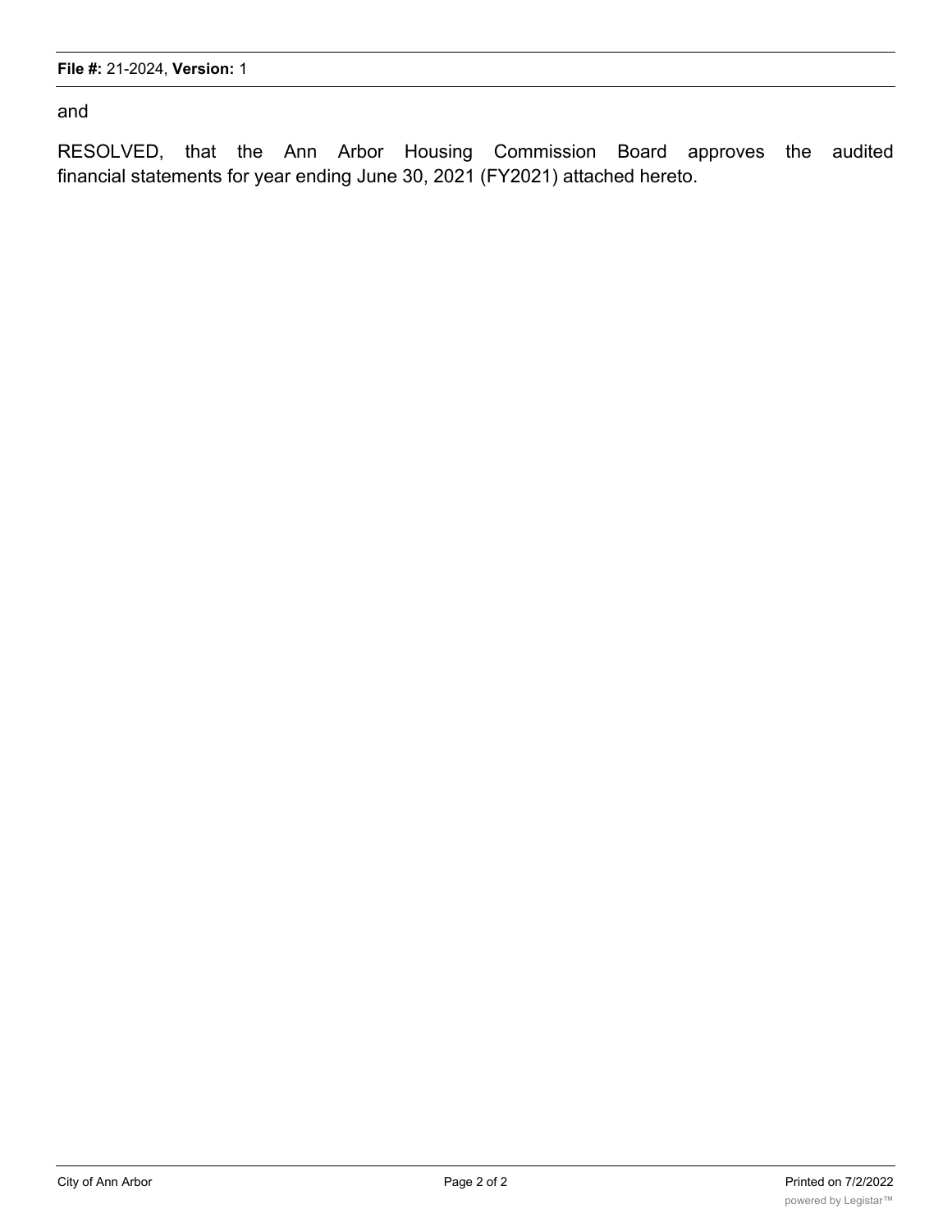and

RESOLVED, that the Ann Arbor Housing Commission Board approves the audited financial statements for year ending June 30, 2021 (FY2021) attached hereto.